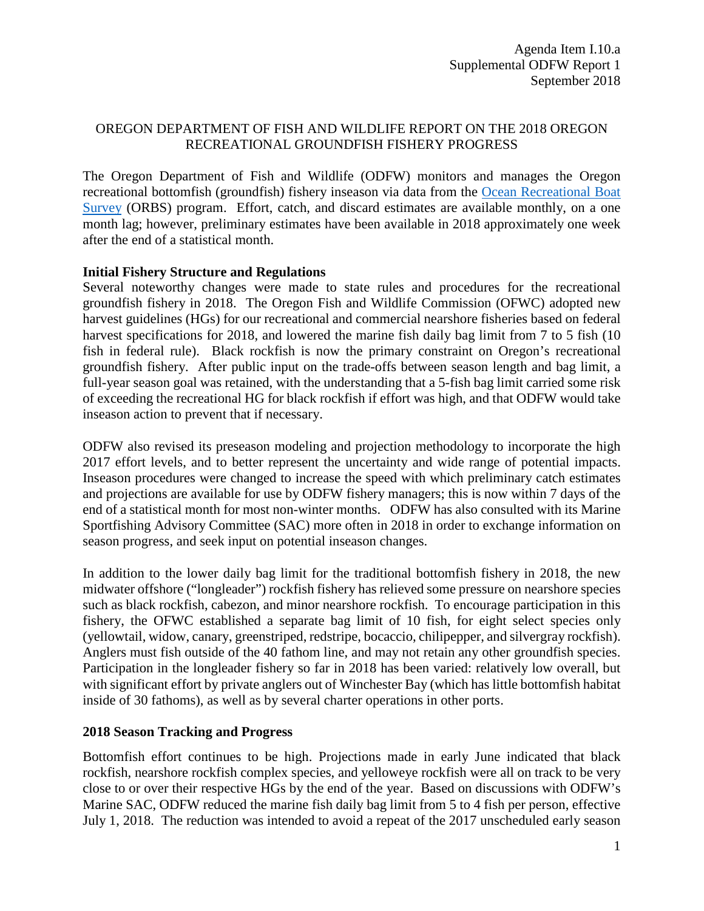Agenda Item I.10.a
Supplemental ODFW Report 1
September 2018

# OREGON DEPARTMENT OF FISH AND WILDLIFE REPORT ON THE 2018 OREGON RECREATIONAL GROUNDFISH FISHERY PROGRESS

The Oregon Department of Fish and Wildlife (ODFW) monitors and manages the Oregon recreational bottomfish (groundfish) fishery inseason via data from the [Ocean Recreational Boat Survey](#) (ORBS) program. Effort, catch, and discard estimates are available monthly, on a one month lag; however, preliminary estimates have been available in 2018 approximately one week after the end of a statistical month.

## Initial Fishery Structure and Regulations

Several noteworthy changes were made to state rules and procedures for the recreational groundfish fishery in 2018. The Oregon Fish and Wildlife Commission (OFWC) adopted new harvest guidelines (HGs) for our recreational and commercial nearshore fisheries based on federal harvest specifications for 2018, and lowered the marine fish daily bag limit from 7 to 5 fish (10 fish in federal rule). Black rockfish is now the primary constraint on Oregon's recreational groundfish fishery. After public input on the trade-offs between season length and bag limit, a full-year season goal was retained, with the understanding that a 5-fish bag limit carried some risk of exceeding the recreational HG for black rockfish if effort was high, and that ODFW would take inseason action to prevent that if necessary.

ODFW also revised its preseason modeling and projection methodology to incorporate the high 2017 effort levels, and to better represent the uncertainty and wide range of potential impacts. Inseason procedures were changed to increase the speed with which preliminary catch estimates and projections are available for use by ODFW fishery managers; this is now within 7 days of the end of a statistical month for most non-winter months. ODFW has also consulted with its Marine Sportfishing Advisory Committee (SAC) more often in 2018 in order to exchange information on season progress, and seek input on potential inseason changes.

In addition to the lower daily bag limit for the traditional bottomfish fishery in 2018, the new midwater offshore ("longleader") rockfish fishery has relieved some pressure on nearshore species such as black rockfish, cabezon, and minor nearshore rockfish. To encourage participation in this fishery, the OFWC established a separate bag limit of 10 fish, for eight select species only (yellowtail, widow, canary, greenstriped, redstripe, bocaccio, chilipepper, and silvergray rockfish). Anglers must fish outside of the 40 fathom line, and may not retain any other groundfish species. Participation in the longleader fishery so far in 2018 has been varied: relatively low overall, but with significant effort by private anglers out of Winchester Bay (which has little bottomfish habitat inside of 30 fathoms), as well as by several charter operations in other ports.

## 2018 Season Tracking and Progress

Bottomfish effort continues to be high. Projections made in early June indicated that black rockfish, nearshore rockfish complex species, and yelloweye rockfish were all on track to be very close to or over their respective HGs by the end of the year. Based on discussions with ODFW's Marine SAC, ODFW reduced the marine fish daily bag limit from 5 to 4 fish per person, effective July 1, 2018. The reduction was intended to avoid a repeat of the 2017 unscheduled early season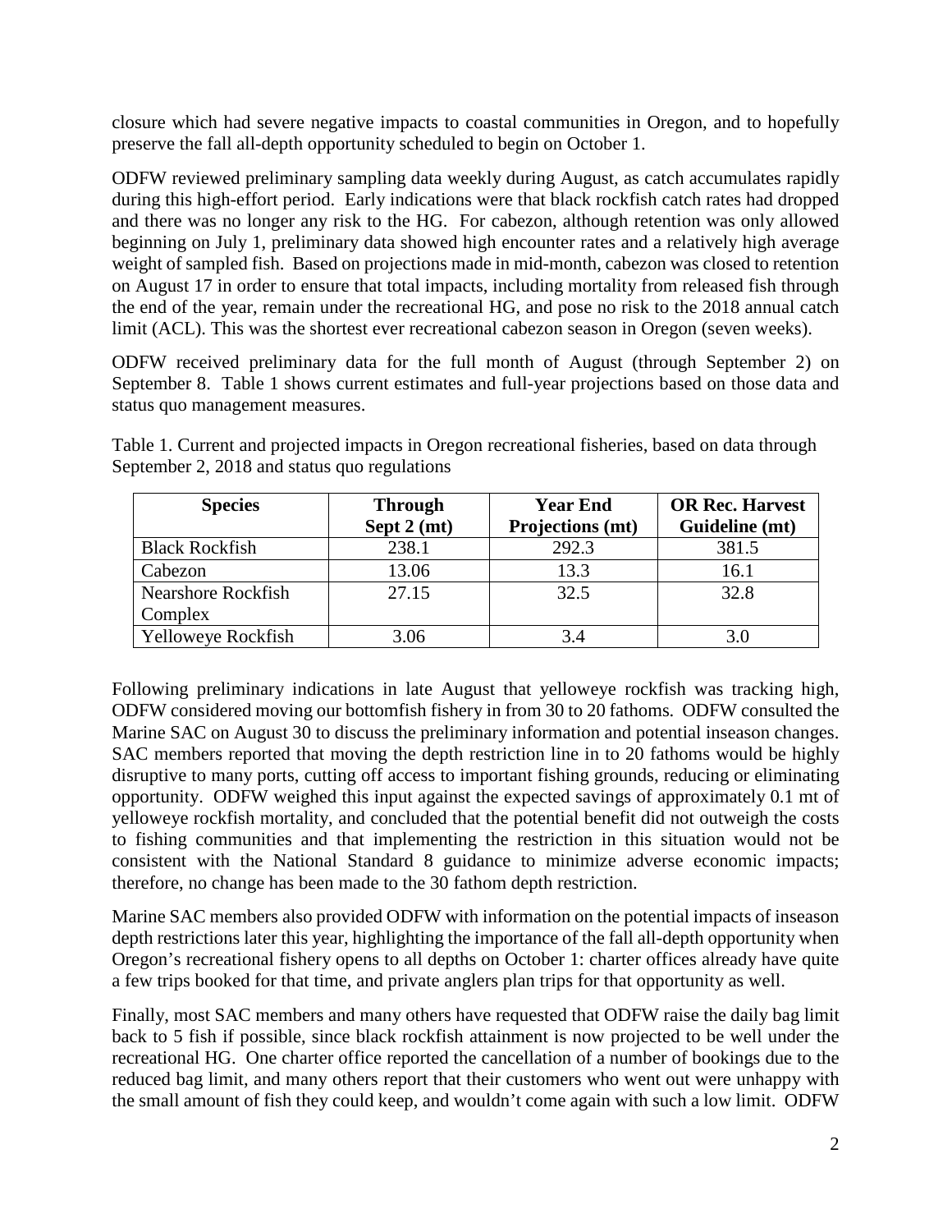closure which had severe negative impacts to coastal communities in Oregon, and to hopefully preserve the fall all-depth opportunity scheduled to begin on October 1.

ODFW reviewed preliminary sampling data weekly during August, as catch accumulates rapidly during this high-effort period. Early indications were that black rockfish catch rates had dropped and there was no longer any risk to the HG. For cabezon, although retention was only allowed beginning on July 1, preliminary data showed high encounter rates and a relatively high average weight of sampled fish. Based on projections made in mid-month, cabezon was closed to retention on August 17 in order to ensure that total impacts, including mortality from released fish through the end of the year, remain under the recreational HG, and pose no risk to the 2018 annual catch limit (ACL). This was the shortest ever recreational cabezon season in Oregon (seven weeks).

ODFW received preliminary data for the full month of August (through September 2) on September 8. Table 1 shows current estimates and full-year projections based on those data and status quo management measures.

Table 1. Current and projected impacts in Oregon recreational fisheries, based on data through September 2, 2018 and status quo regulations

| Species | Through Sept 2 (mt) | Year End Projections (mt) | OR Rec. Harvest Guideline (mt) |
|---|---|---|---|
| Black Rockfish | 238.1 | 292.3 | 381.5 |
| Cabezon | 13.06 | 13.3 | 16.1 |
| Nearshore Rockfish Complex | 27.15 | 32.5 | 32.8 |
| Yelloweye Rockfish | 3.06 | 3.4 | 3.0 |

Following preliminary indications in late August that yelloweye rockfish was tracking high, ODFW considered moving our bottomfish fishery in from 30 to 20 fathoms. ODFW consulted the Marine SAC on August 30 to discuss the preliminary information and potential inseason changes. SAC members reported that moving the depth restriction line in to 20 fathoms would be highly disruptive to many ports, cutting off access to important fishing grounds, reducing or eliminating opportunity. ODFW weighed this input against the expected savings of approximately 0.1 mt of yelloweye rockfish mortality, and concluded that the potential benefit did not outweigh the costs to fishing communities and that implementing the restriction in this situation would not be consistent with the National Standard 8 guidance to minimize adverse economic impacts; therefore, no change has been made to the 30 fathom depth restriction.

Marine SAC members also provided ODFW with information on the potential impacts of inseason depth restrictions later this year, highlighting the importance of the fall all-depth opportunity when Oregon's recreational fishery opens to all depths on October 1: charter offices already have quite a few trips booked for that time, and private anglers plan trips for that opportunity as well.

Finally, most SAC members and many others have requested that ODFW raise the daily bag limit back to 5 fish if possible, since black rockfish attainment is now projected to be well under the recreational HG. One charter office reported the cancellation of a number of bookings due to the reduced bag limit, and many others report that their customers who went out were unhappy with the small amount of fish they could keep, and wouldn't come again with such a low limit. ODFW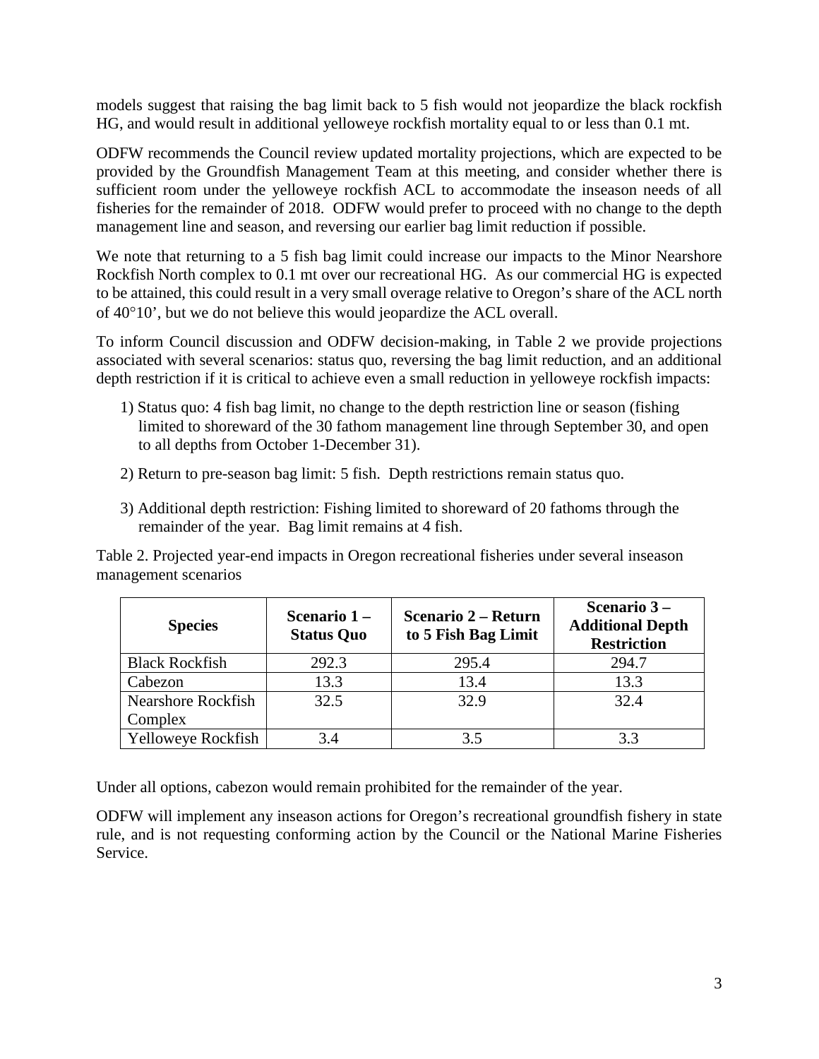models suggest that raising the bag limit back to 5 fish would not jeopardize the black rockfish HG, and would result in additional yelloweye rockfish mortality equal to or less than 0.1 mt.

ODFW recommends the Council review updated mortality projections, which are expected to be provided by the Groundfish Management Team at this meeting, and consider whether there is sufficient room under the yelloweye rockfish ACL to accommodate the inseason needs of all fisheries for the remainder of 2018. ODFW would prefer to proceed with no change to the depth management line and season, and reversing our earlier bag limit reduction if possible.

We note that returning to a 5 fish bag limit could increase our impacts to the Minor Nearshore Rockfish North complex to 0.1 mt over our recreational HG. As our commercial HG is expected to be attained, this could result in a very small overage relative to Oregon's share of the ACL north of 40°10', but we do not believe this would jeopardize the ACL overall.

To inform Council discussion and ODFW decision-making, in Table 2 we provide projections associated with several scenarios: status quo, reversing the bag limit reduction, and an additional depth restriction if it is critical to achieve even a small reduction in yelloweye rockfish impacts:

1) Status quo: 4 fish bag limit, no change to the depth restriction line or season (fishing limited to shoreward of the 30 fathom management line through September 30, and open to all depths from October 1-December 31).

2) Return to pre-season bag limit: 5 fish. Depth restrictions remain status quo.

3) Additional depth restriction: Fishing limited to shoreward of 20 fathoms through the remainder of the year. Bag limit remains at 4 fish.

Table 2. Projected year-end impacts in Oregon recreational fisheries under several inseason management scenarios

| Species | Scenario 1 – Status Quo | Scenario 2 – Return to 5 Fish Bag Limit | Scenario 3 – Additional Depth Restriction |
|---|---|---|---|
| Black Rockfish | 292.3 | 295.4 | 294.7 |
| Cabezon | 13.3 | 13.4 | 13.3 |
| Nearshore Rockfish Complex | 32.5 | 32.9 | 32.4 |
| Yelloweye Rockfish | 3.4 | 3.5 | 3.3 |

Under all options, cabezon would remain prohibited for the remainder of the year.

ODFW will implement any inseason actions for Oregon's recreational groundfish fishery in state rule, and is not requesting conforming action by the Council or the National Marine Fisheries Service.